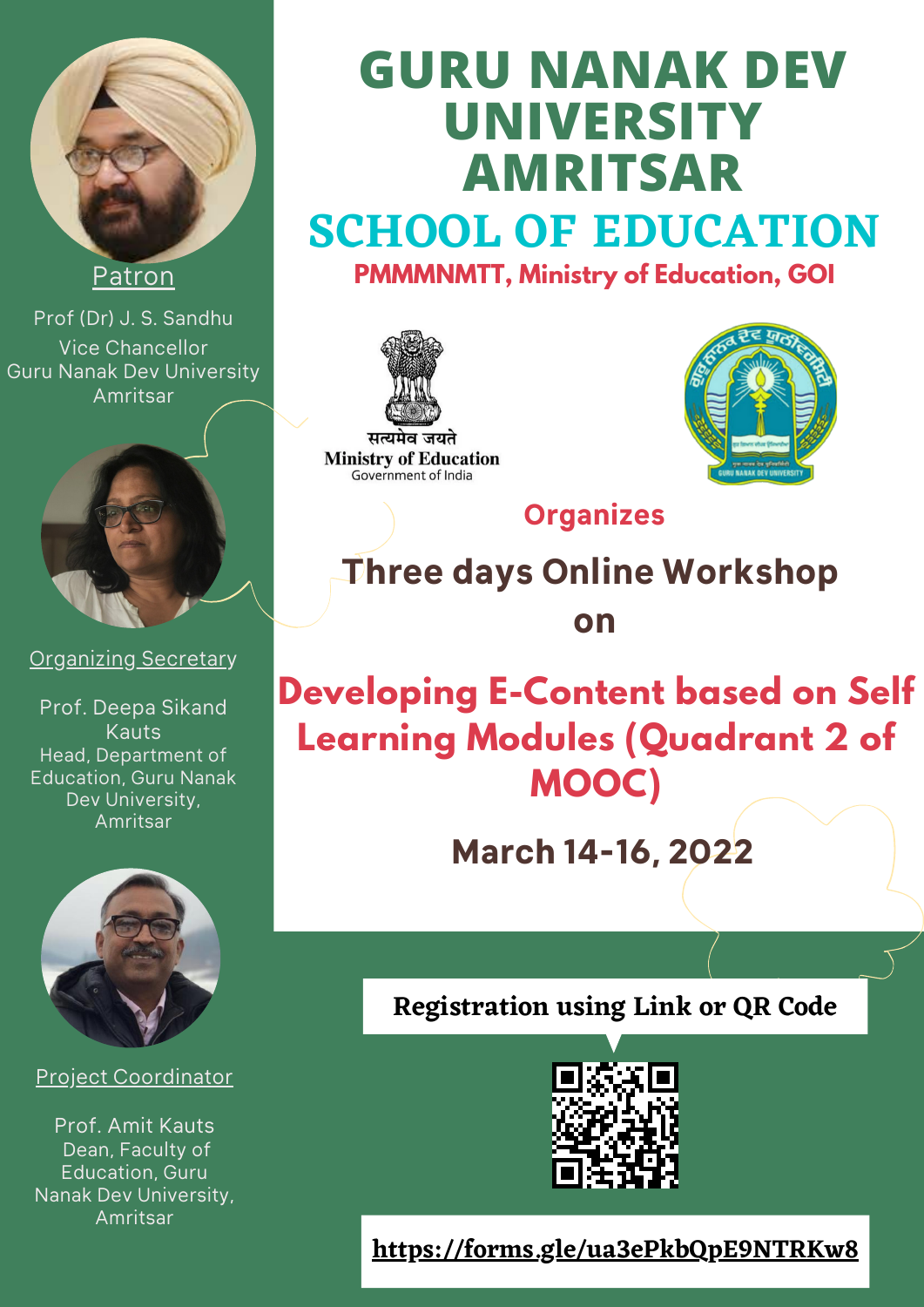# GURU NANAK DEV UNIVERSITY AMRITSAR

## SCHOOL OF EDUCATION

**PMMMNMTT, Ministry of Education, GOI**

सत्यमेव जयते
Ministry of Education
Government of India

**Organizes**

## Three days Online Workshop on

## Developing E-Content based on Self Learning Modules (Quadrant 2 of MOOC)

**March 14-16, 2022**

Patron

Prof (Dr) J. S. Sandhu
Vice Chancellor
Guru Nanak Dev University
Amritsar

Organizing Secretary

Prof. Deepa Sikand Kauts
Head, Department of Education, Guru Nanak Dev University, Amritsar

Project Coordinator

Prof. Amit Kauts
Dean, Faculty of Education, Guru Nanak Dev University, Amritsar

**Registration using Link or QR Code**

https://forms.gle/ua3ePkbQpE9NTRKw8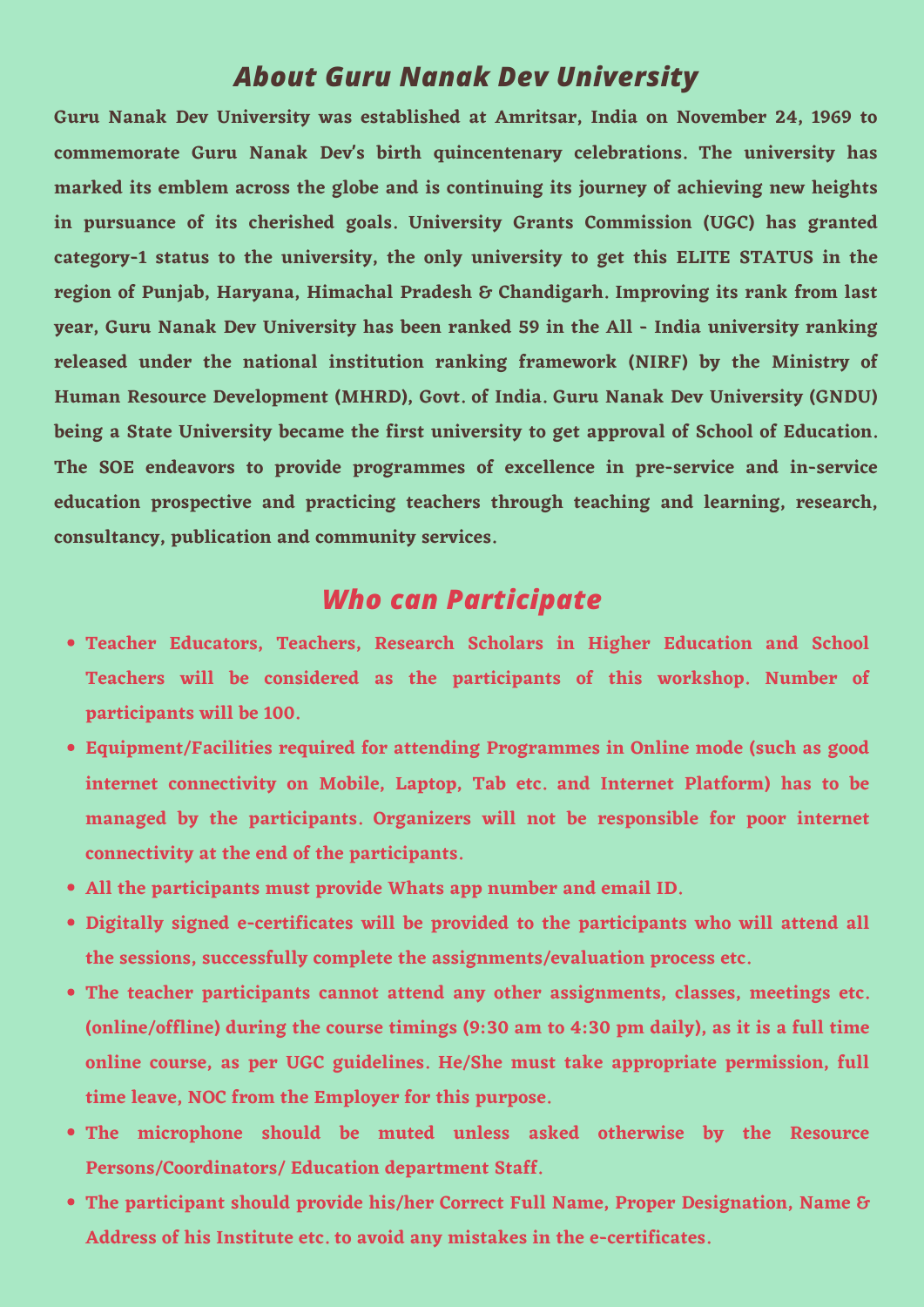## *About Guru Nanak Dev University*

**Guru Nanak Dev University was established at Amritsar, India on November 24, 1969 to commemorate Guru Nanak Dev's birth quincentenary celebrations. The university has marked its emblem across the globe and is continuing its journey of achieving new heights in pursuance of its cherished goals. University Grants Commission (UGC) has granted category-1 status to the university, the only university to get this ELITE STATUS in the region of Punjab, Haryana, Himachal Pradesh & Chandigarh. Improving its rank from last year, Guru Nanak Dev University has been ranked 59 in the All - India university ranking released under the national institution ranking framework (NIRF) by the Ministry of Human Resource Development (MHRD), Govt. of India. Guru Nanak Dev University (GNDU) being a State University became the first university to get approval of School of Education. The SOE endeavors to provide programmes of excellence in pre-service and in-service education prospective and practicing teachers through teaching and learning, research, consultancy, publication and community services.**

## *Who can Participate*

- **Teacher Educators, Teachers, Research Scholars in Higher Education and School Teachers will be considered as the participants of this workshop. Number of participants will be 100.**
- **Equipment/Facilities required for attending Programmes in Online mode (such as good internet connectivity on Mobile, Laptop, Tab etc. and Internet Platform) has to be managed by the participants. Organizers will not be responsible for poor internet connectivity at the end of the participants.**
- **All the participants must provide Whats app number and email ID.**
- **Digitally signed e-certificates will be provided to the participants who will attend all the sessions, successfully complete the assignments/evaluation process etc.**
- **The teacher participants cannot attend any other assignments, classes, meetings etc. (online/offline) during the course timings (9:30 am to 4:30 pm daily), as it is a full time online course, as per UGC guidelines. He/She must take appropriate permission, full time leave, NOC from the Employer for this purpose.**
- **The microphone should be muted unless asked otherwise by the Resource Persons/Coordinators/ Education department Staff.**
- **The participant should provide his/her Correct Full Name, Proper Designation, Name & Address of his Institute etc. to avoid any mistakes in the e-certificates.**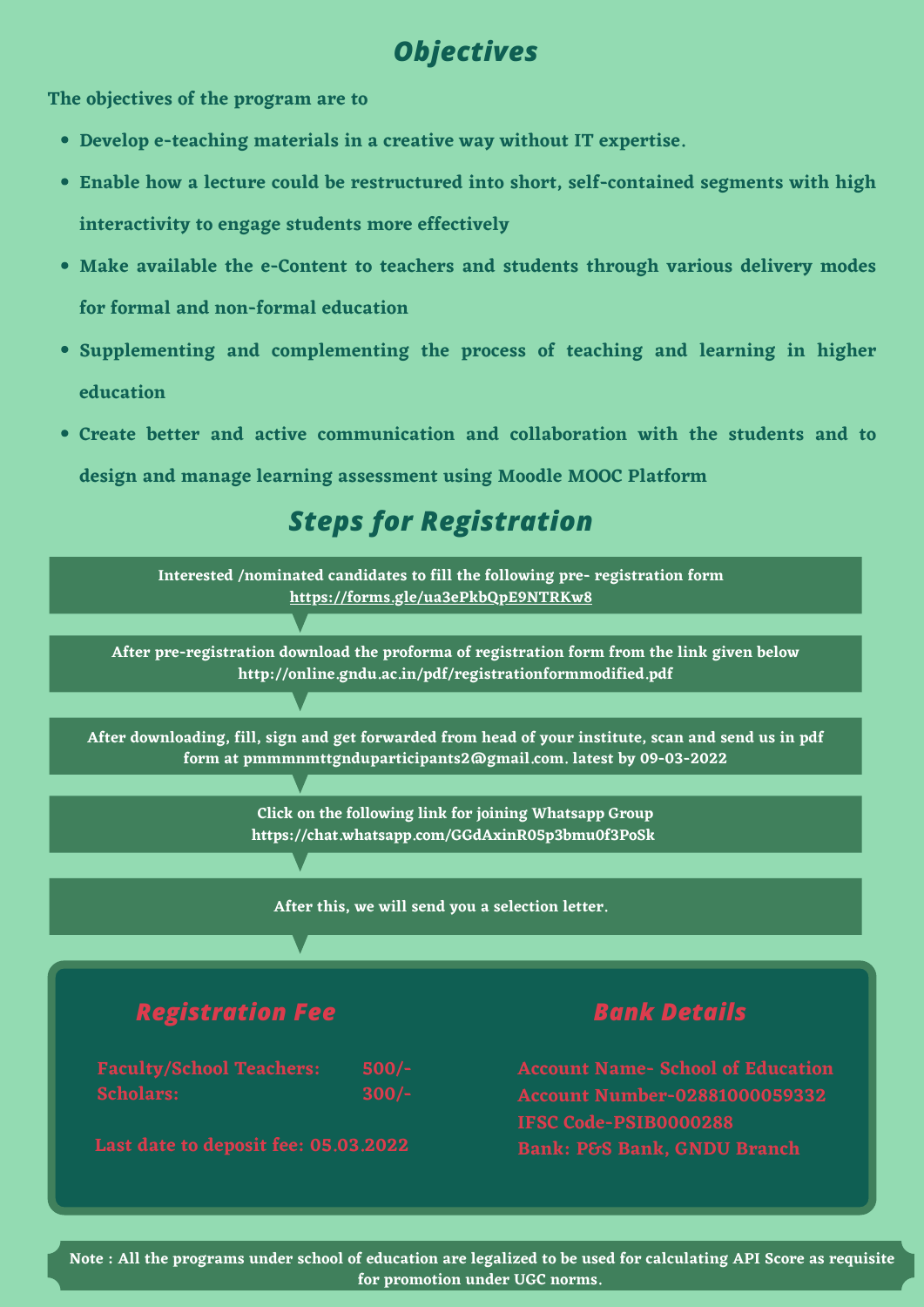## *Objectives*

**The objectives of the program are to**

- **Develop e-teaching materials in a creative way without IT expertise.**
- **Enable how a lecture could be restructured into short, self-contained segments with high interactivity to engage students more effectively**
- **Make available the e-Content to teachers and students through various delivery modes for formal and non-formal education**
- **Supplementing and complementing the process of teaching and learning in higher education**
- **Create better and active communication and collaboration with the students and to design and manage learning assessment using Moodle MOOC Platform**

## *Steps for Registration*

**Interested /nominated candidates to fill the following pre- registration form**
**https://forms.gle/ua3ePkbQpE9NTRKw8**

**After pre-registration download the proforma of registration form from the link given below**
**http://online.gndu.ac.in/pdf/registrationformmodified.pdf**

**After downloading, fill, sign and get forwarded from head of your institute, scan and send us in pdf form at pmmmnmttgnduparticipants2@gmail.com. latest by 09-03-2022**

**Click on the following link for joining Whatsapp Group**
**https://chat.whatsapp.com/GGdAxinR05p3bmu0f3PoSk**

**After this, we will send you a selection letter.**

### *Registration Fee*

| | |
|---|---|
| **Faculty/School Teachers:** | **500/-** |
| **Scholars:** | **300/-** |

**Last date to deposit fee: 05.03.2022**

### *Bank Details*

**Account Name- School of Education**
**Account Number-02881000059332**
**IFSC Code-PSIB0000288**
**Bank: P&S Bank, GNDU Branch**

**Note : All the programs under school of education are legalized to be used for calculating API Score as requisite for promotion under UGC norms.**